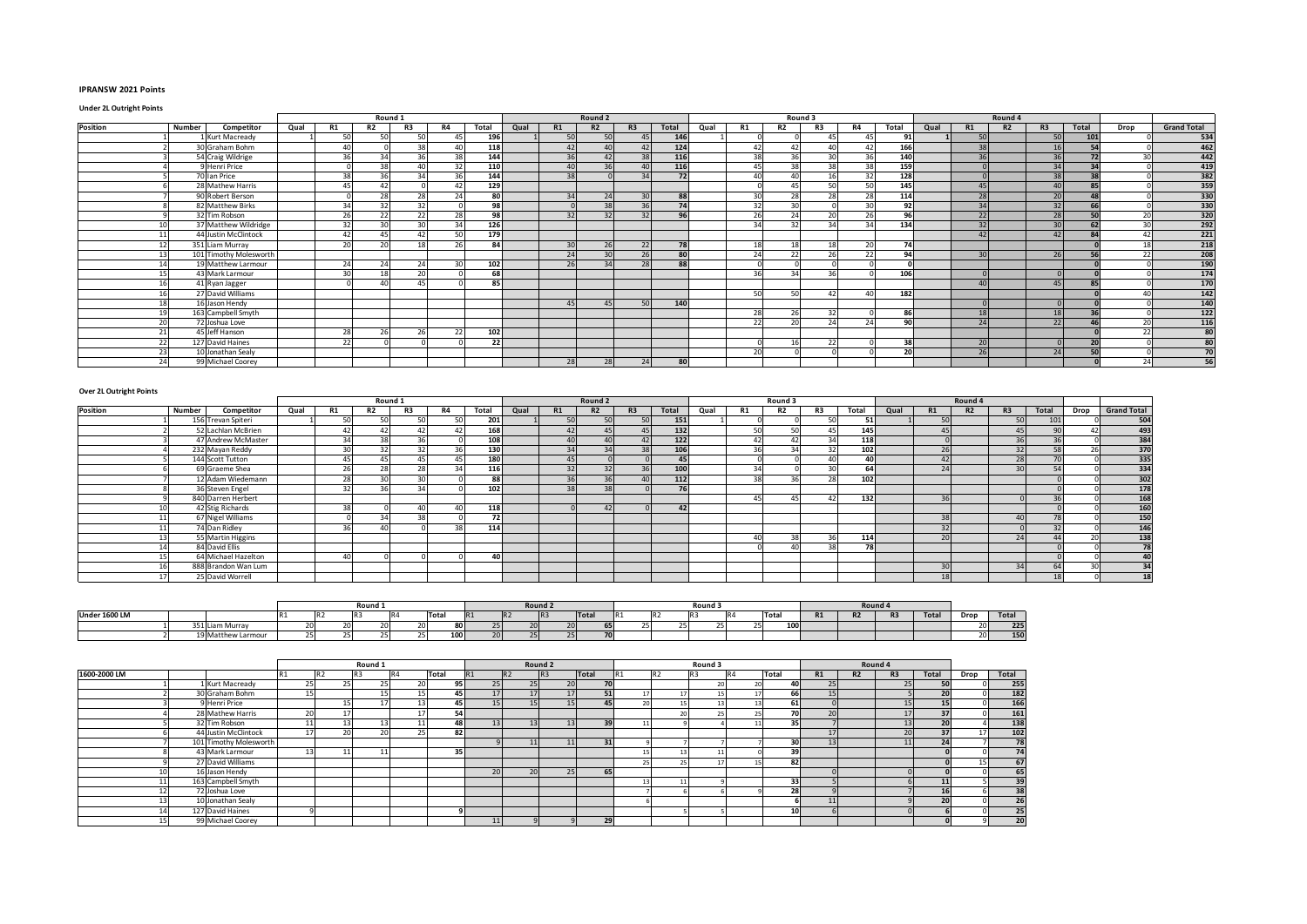**IPRANSW 2021 Points**

**Under 2L Outright Points**

| Position | Number | Competitor | Round 1 | | | | | | Round 2 | | | | | Round 3 | | | | | | Round 4 | | | | | | |
|---|---|---|---|---|---|---|---|---|---|---|---|---|---|---|---|---|---|---|---|---|---|---|---|---|---|---|
| | | | Qual | R1 | R2 | R3 | R4 | Total | Qual | R1 | R2 | R3 | Total | Qual | R1 | R2 | R3 | R4 | Total | Qual | R1 | R2 | R3 | Total | Drop | Grand Total |
| 1 | 1 | Kurt Macready | 1 | 50 | 50 | 50 | 45 | 196 | 1 | 50 | 50 | 45 | 146 | 1 | 0 | 0 | 45 | 45 | 91 | 1 | 50 | | 50 | 101 | 0 | 534 |
| 2 | 30 | Graham Bohm | | 40 | 0 | 38 | 40 | 118 | | 42 | 40 | 42 | 124 | | 42 | 42 | 40 | 42 | 166 | | 38 | | 16 | 54 | 0 | 462 |
| 3 | 54 | Craig Wildrige | | 36 | 34 | 36 | 38 | 144 | | 36 | 42 | 38 | 116 | | 38 | 36 | 30 | 36 | 140 | | 36 | | 36 | 72 | 30 | 442 |
| 4 | 9 | Henri Price | | 0 | 38 | 40 | 32 | 110 | | 40 | 36 | 40 | 116 | | 45 | 38 | 38 | 38 | 159 | | 0 | | 34 | 34 | 0 | 419 |
| 5 | 70 | Ian Price | | 38 | 36 | 34 | 36 | 144 | | 38 | 0 | 34 | 72 | | 40 | 40 | 16 | 32 | 128 | | 0 | | 38 | 38 | 0 | 382 |
| 6 | 28 | Mathew Harris | | 45 | 42 | 0 | 42 | 129 | | | | | | | 0 | 45 | 50 | 50 | 145 | | 45 | | 40 | 85 | 0 | 359 |
| 7 | 90 | Robert Berson | | 0 | 28 | 28 | 24 | 80 | | 34 | 24 | 30 | 88 | | 30 | 28 | 28 | 28 | 114 | | 28 | | 20 | 48 | 0 | 330 |
| 8 | 82 | Matthew Birks | | 34 | 32 | 32 | 0 | 98 | | 0 | 38 | 36 | 74 | | 32 | 30 | 0 | 30 | 92 | | 34 | | 32 | 66 | 0 | 330 |
| 9 | 32 | Tim Robson | | 26 | 22 | 22 | 28 | 98 | | 32 | 32 | 32 | 96 | | 26 | 24 | 20 | 26 | 96 | | 22 | | 28 | 50 | 20 | 320 |
| 10 | 37 | Matthew Wildridge | | 32 | 30 | 30 | 34 | 126 | | | | | | | 34 | 32 | 34 | 34 | 134 | | 32 | | 30 | 62 | 30 | 292 |
| 11 | 44 | Justin McClintock | | 42 | 45 | 42 | 50 | 179 | | | | | | | | | | | | | 42 | | 42 | 84 | 42 | 221 |
| 12 | 351 | Liam Murray | | 20 | 20 | 18 | 26 | 84 | | 30 | 26 | 22 | 78 | | 18 | 18 | 18 | 20 | 74 | | | | | 0 | 18 | 218 |
| 13 | 101 | Timothy Molesworth | | | | | | | | 24 | 30 | 26 | 80 | | 24 | 22 | 26 | 22 | 94 | | 30 | | 26 | 56 | 22 | 208 |
| 14 | 19 | Matthew Larmour | | 24 | 24 | 24 | 30 | 102 | | 26 | 34 | 28 | 88 | | 0 | 0 | 0 | 0 | 0 | | | | | 0 | 0 | 190 |
| 15 | 43 | Mark Larmour | | 30 | 18 | 20 | 0 | 68 | | | | | | | 36 | 34 | 36 | 0 | 106 | | 0 | | 0 | 0 | 0 | 174 |
| 16 | 41 | Ryan Jagger | | 0 | 40 | 45 | 0 | 85 | | | | | | | | | | | | | 40 | | 45 | 85 | 0 | 170 |
| 16 | 27 | David Williams | | | | | | | | | | | | | 50 | 50 | 42 | 40 | 182 | | | | | 0 | 40 | 142 |
| 18 | 16 | Jason Hendy | | | | | | | | 45 | 45 | 50 | 140 | | | | | | | | 0 | | 0 | 0 | 0 | 140 |
| 19 | 163 | Campbell Smyth | | | | | | | | | | | | | 28 | 26 | 32 | 0 | 86 | | 18 | | 18 | 36 | 0 | 122 |
| 20 | 72 | Joshua Love | | | | | | | | | | | | | 22 | 20 | 24 | 24 | 90 | | 24 | | 22 | 46 | 20 | 116 |
| 21 | 45 | Jeff Hanson | | 28 | 26 | 26 | 22 | 102 | | | | | | | | | | | | | | | | 0 | 22 | 80 |
| 22 | 127 | David Haines | | 22 | 0 | 0 | 0 | 22 | | | | | | | 0 | 16 | 22 | 0 | 38 | | 20 | | 0 | 20 | 0 | 80 |
| 23 | 10 | Jonathan Sealy | | | | | | | | | | | | | 20 | 0 | 0 | 0 | 20 | | 26 | | 24 | 50 | 0 | 70 |
| 24 | 99 | Michael Coorey | | | | | | | | 28 | 28 | 24 | 80 | | | | | | | | | | | 0 | 24 | 56 |

**Over 2L Outright Points**

| Position | Number | Competitor | Round 1 | | | | | | Round 2 | | | | | Round 3 | | | | | Round 4 | | | | | | |
|---|---|---|---|---|---|---|---|---|---|---|---|---|---|---|---|---|---|---|---|---|---|---|---|---|---|
| | | | Qual | R1 | R2 | R3 | R4 | Total | Qual | R1 | R2 | R3 | Total | Qual | R1 | R2 | R3 | Total | Qual | R1 | R2 | R3 | Total | Drop | Grand Total |
| 1 | 156 | Trevan Spiteri | 1 | 50 | 50 | 50 | 50 | 201 | 1 | 50 | 50 | 50 | 151 | 1 | 0 | 0 | 50 | 51 | 1 | 50 | | 50 | 101 | 0 | 504 |
| 2 | 52 | Lachlan McBrien | | 42 | 42 | 42 | 42 | 168 | | 42 | 45 | 45 | 132 | | 50 | 50 | 45 | 145 | | 45 | | 45 | 90 | 42 | 493 |
| 3 | 47 | Andrew McMaster | | 34 | 38 | 36 | 0 | 108 | | 40 | 40 | 42 | 122 | | 42 | 42 | 34 | 118 | | 0 | | 36 | 36 | 0 | 384 |
| 4 | 232 | Mayan Reddy | | 30 | 32 | 32 | 36 | 130 | | 34 | 34 | 38 | 106 | | 36 | 34 | 32 | 102 | | 26 | | 32 | 58 | 26 | 370 |
| 5 | 144 | Scott Tutton | | 45 | 45 | 45 | 45 | 180 | | 45 | 0 | 0 | 45 | | 0 | 0 | 40 | 40 | | 42 | | 28 | 70 | 0 | 335 |
| 6 | 69 | Graeme Shea | | 26 | 28 | 28 | 34 | 116 | | 32 | 32 | 36 | 100 | | 34 | 0 | 30 | 64 | | 24 | | 30 | 54 | 0 | 334 |
| 7 | 12 | Adam Wiedemann | | 28 | 30 | 30 | | 88 | | 36 | 36 | 40 | 112 | | 38 | 36 | 28 | 102 | | | | | 0 | 0 | 302 |
| 8 | 36 | Steven Engel | | 32 | 36 | 34 | | 102 | | 38 | 38 | 0 | 76 | | | | | | | | | | 0 | 0 | 178 |
| 9 | 840 | Darren Herbert | | | | | | | | | | | | | 45 | 45 | 42 | 132 | | 36 | | 0 | 36 | 0 | 168 |
| 10 | 42 | Stig Richards | | 38 | 0 | 40 | 40 | 118 | | 0 | 42 | 0 | 42 | | | | | | | | | | 0 | 0 | 160 |
| 11 | 67 | Nigel Williams | | 0 | 34 | 38 | 0 | 72 | | | | | | | | | | | | 38 | | 40 | 78 | 0 | 150 |
| 11 | 74 | Dan Ridley | | 36 | 40 | 0 | 38 | 114 | | | | | | | | | | | | 32 | | 0 | 32 | 0 | 146 |
| 13 | 55 | Martin Higgins | | | | | | | | | | | | | 40 | 38 | 36 | 114 | | 20 | | 24 | 44 | 20 | 138 |
| 14 | 84 | David Ellis | | | | | | | | | | | | | 0 | 40 | 38 | 78 | | | | | 0 | 0 | 78 |
| 15 | 64 | Michael Hazelton | | 40 | 0 | 0 | 0 | 40 | | | | | | | | | | | | | | | 0 | 0 | 40 |
| 16 | 888 | Brandon Wan Lum | | | | | | | | | | | | | | | | | | 30 | | 34 | 64 | 30 | 34 |
| 17 | 25 | David Worrell | | | | | | | | | | | | | | | | | | 18 | | | 18 | 0 | 18 |

| Under 1600 LM | | Round 1 | | | | | Round 2 | | | | Round 3 | | | | | Round 4 | | | | | |
|---|---|---|---|---|---|---|---|---|---|---|---|---|---|---|---|---|---|---|---|---|---|
| | | R1 | R2 | R3 | R4 | Total | R1 | R2 | R3 | Total | R1 | R2 | R3 | R4 | Total | R1 | R2 | R3 | Total | Drop | Total |
| 1 | 351 Liam Murray | 20 | 20 | 20 | 20 | 80 | 25 | 20 | 20 | 65 | 25 | 25 | 25 | 25 | 100 | | | | | 20 | 225 |
| 2 | 19 Matthew Larmour | 25 | 25 | 25 | 25 | 100 | 20 | 25 | 25 | 70 | | | | | | | | | | 20 | 150 |

| 1600-2000 LM | | Round 1 | | | | | Round 2 | | | | Round 3 | | | | | Round 4 | | | | | |
|---|---|---|---|---|---|---|---|---|---|---|---|---|---|---|---|---|---|---|---|---|---|
| | | R1 | R2 | R3 | R4 | Total | R1 | R2 | R3 | Total | R1 | R2 | R3 | R4 | Total | R1 | R2 | R3 | Total | Drop | Total |
| 1 | 1 Kurt Macready | 25 | 25 | 25 | 20 | 95 | 25 | 25 | 20 | 70 | | | 20 | 20 | 40 | 25 | | 25 | 50 | 0 | 255 |
| 2 | 30 Graham Bohm | 15 | | 15 | 15 | 45 | 17 | 17 | 17 | 51 | 17 | 17 | 15 | 17 | 66 | 15 | | 5 | 20 | 0 | 182 |
| 3 | 9 Henri Price | | 15 | 17 | 13 | 45 | 15 | 15 | 15 | 45 | 20 | 15 | 13 | 13 | 61 | 0 | | 15 | 15 | 0 | 166 |
| 4 | 28 Mathew Harris | 20 | 17 | | 17 | 54 | | | | | | 20 | 25 | 25 | 70 | 20 | | 17 | 37 | 0 | 161 |
| 5 | 32 Tim Robson | 11 | 13 | 13 | 11 | 48 | 13 | 13 | 13 | 39 | 11 | 9 | 4 | 11 | 35 | 7 | | 13 | 20 | 4 | 138 |
| 6 | 44 Justin McClintock | 17 | 20 | 20 | 25 | 82 | | | | | | | | | | 17 | | 20 | 37 | 17 | 102 |
| 7 | 101 Timothy Molesworth | | | | | | 9 | 11 | 11 | 31 | 9 | 7 | 7 | 7 | 30 | 13 | | 11 | 24 | 7 | 78 |
| 8 | 43 Mark Larmour | 13 | 11 | 11 | | 35 | | | | | 15 | 13 | 11 | 0 | 39 | | | | 0 | 0 | 74 |
| 9 | 27 David Williams | | | | | | | | | | 25 | 25 | 17 | 15 | 82 | | | | 0 | 15 | 67 |
| 10 | 16 Jason Hendy | | | | | | 20 | 20 | 25 | 65 | | | | | | 0 | | 0 | 0 | 0 | 65 |
| 11 | 163 Campbell Smyth | | | | | | | | | | 13 | 11 | 9 | | 33 | 5 | | 6 | 11 | 5 | 39 |
| 12 | 72 Joshua Love | | | | | | | | | | 7 | 6 | 6 | 9 | 28 | 9 | | 7 | 16 | 6 | 38 |
| 13 | 10 Jonathan Sealy | | | | | | | | | | 6 | | | | 6 | 11 | | 9 | 20 | 0 | 26 |
| 14 | 127 David Haines | 9 | | | | 9 | | | | | | 5 | 5 | | 10 | 6 | | 0 | 6 | 0 | 25 |
| 15 | 99 Michael Coorey | | | | | | 11 | 9 | 9 | 29 | | | | | | | | | 0 | 9 | 20 |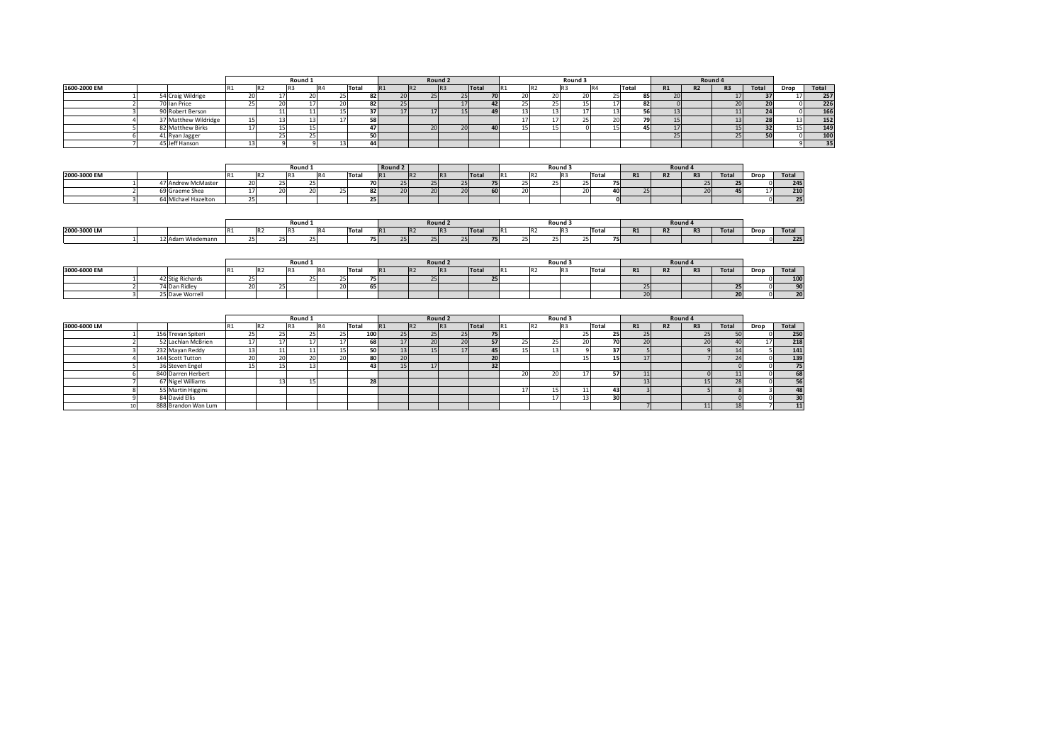| 1600-2000 EM | | Round 1 | | | | | Round 2 | | | | Round 3 | | | | | Round 4 | | | | | |
|---|---|---|---|---|---|---|---|---|---|---|---|---|---|---|---|---|---|---|---|---|---|
| | | R1 | R2 | R3 | R4 | Total | R1 | R2 | R3 | Total | R1 | R2 | R3 | R4 | Total | R1 | R2 | R3 | Total | Drop | Total |
| 1 | 54 Craig Wildrige | 20 | 17 | 20 | 25 | 82 | 20 | 25 | 25 | 70 | 20 | 20 | 20 | 25 | 85 | 20 | | 17 | 37 | 17 | 257 |
| 2 | 70 Ian Price | 25 | 20 | 17 | 20 | 82 | 25 | | 17 | 42 | 25 | 25 | 15 | 17 | 82 | 0 | | 20 | 20 | 0 | 226 |
| 3 | 90 Robert Berson | | 11 | 11 | 15 | 37 | 17 | 17 | 15 | 49 | 13 | 13 | 17 | 13 | 56 | 13 | | 11 | 24 | 0 | 166 |
| 4 | 37 Matthew Wildridge | 15 | 13 | 13 | 17 | 58 | | | | | 17 | 17 | 25 | 20 | 79 | 15 | | 13 | 28 | 13 | 152 |
| 5 | 82 Matthew Birks | 17 | 15 | 15 | | 47 | | 20 | 20 | 40 | 15 | 15 | 0 | 15 | 45 | 17 | | 15 | 32 | 15 | 149 |
| 6 | 41 Ryan Jagger | | 25 | 25 | | 50 | | | | | | | | | | 25 | | 25 | 50 | 0 | 100 |
| 7 | 45 Jeff Hanson | 13 | 9 | 9 | 13 | 44 | | | | | | | | | | | | | | 9 | 35 |

| 2000-3000 EM | | Round 1 | | | | | Round 2 | | | | Round 3 | | | | Round 4 | | | | | |
|---|---|---|---|---|---|---|---|---|---|---|---|---|---|---|---|---|---|---|---|---|
| | | R1 | R2 | R3 | R4 | Total | R1 | R2 | R3 | Total | R1 | R2 | R3 | Total | R1 | R2 | R3 | Total | Drop | Total |
| 1 | 47 Andrew McMaster | 20 | 25 | 25 | | 70 | 25 | 25 | 25 | 75 | 25 | 25 | 25 | 75 | | | 25 | 25 | 0 | 245 |
| 2 | 69 Graeme Shea | 17 | 20 | 20 | 25 | 82 | 20 | 20 | 20 | 60 | 20 | | 20 | 40 | 25 | | 20 | 45 | 17 | 210 |
| 3 | 64 Michael Hazelton | 25 | | | | 25 | | | | | | | | 0 | | | | | 0 | 25 |

| 2000-3000 LM | | Round 1 | | | | | Round 2 | | | | Round 3 | | | | Round 4 | | | | | |
|---|---|---|---|---|---|---|---|---|---|---|---|---|---|---|---|---|---|---|---|---|
| | | R1 | R2 | R3 | R4 | Total | R1 | R2 | R3 | Total | R1 | R2 | R3 | Total | R1 | R2 | R3 | Total | Drop | Total |
| 1 | 12 Adam Wiedemann | 25 | 25 | 25 | | 75 | 25 | 25 | 25 | 75 | 25 | 25 | 25 | 75 | | | | | 0 | 225 |

| 3000-6000 EM | | Round 1 | | | | | Round 2 | | | | Round 3 | | | | Round 4 | | | | | |
|---|---|---|---|---|---|---|---|---|---|---|---|---|---|---|---|---|---|---|---|---|
| | | R1 | R2 | R3 | R4 | Total | R1 | R2 | R3 | Total | R1 | R2 | R3 | Total | R1 | R2 | R3 | Total | Drop | Total |
| 1 | 42 Stig Richards | 25 | | 25 | 25 | 75 | | 25 | | 25 | | | | | | | | | 0 | 100 |
| 2 | 74 Dan Ridley | 20 | 25 | | 20 | 65 | | | | | | | | | 25 | | | 25 | 0 | 90 |
| 3 | 25 Dave Worrell | | | | | | | | | | | | | | 20 | | | 20 | 0 | 20 |

| 3000-6000 LM | | Round 1 | | | | | Round 2 | | | | Round 3 | | | | Round 4 | | | | | |
|---|---|---|---|---|---|---|---|---|---|---|---|---|---|---|---|---|---|---|---|---|
| | | R1 | R2 | R3 | R4 | Total | R1 | R2 | R3 | Total | R1 | R2 | R3 | Total | R1 | R2 | R3 | Total | Drop | Total |
| 1 | 156 Trevan Spiteri | 25 | 25 | 25 | 25 | 100 | 25 | 25 | 25 | 75 | | | 25 | 25 | 25 | | 25 | 50 | 0 | 250 |
| 2 | 52 Lachlan McBrien | 17 | 17 | 17 | 17 | 68 | 17 | 20 | 20 | 57 | 25 | 25 | 20 | 70 | 20 | | 20 | 40 | 17 | 218 |
| 3 | 232 Mayan Reddy | 13 | 11 | 11 | 15 | 50 | 13 | 15 | 17 | 45 | 15 | 13 | 9 | 37 | 5 | | 9 | 14 | 5 | 141 |
| 4 | 144 Scott Tutton | 20 | 20 | 20 | 20 | 80 | 20 | | | 20 | | | 15 | 15 | 17 | | 7 | 24 | 0 | 139 |
| 5 | 36 Steven Engel | 15 | 15 | 13 | | 43 | 15 | 17 | | 32 | | | | | | | | 0 | 0 | 75 |
| 6 | 840 Darren Herbert | | | | | | | | | | 20 | 20 | 17 | 57 | 11 | | 0 | 11 | 0 | 68 |
| 7 | 67 Nigel Williams | | 13 | 15 | | 28 | | | | | | | | | 13 | | 15 | 28 | 0 | 56 |
| 8 | 55 Martin Higgins | | | | | | | | | | 17 | 15 | 11 | 43 | 3 | | 5 | 8 | 3 | 48 |
| 9 | 84 David Ellis | | | | | | | | | | | 17 | 13 | 30 | | | | 0 | 0 | 30 |
| 10 | 888 Brandon Wan Lum | | | | | | | | | | | | | | 7 | | 11 | 18 | 7 | 11 |